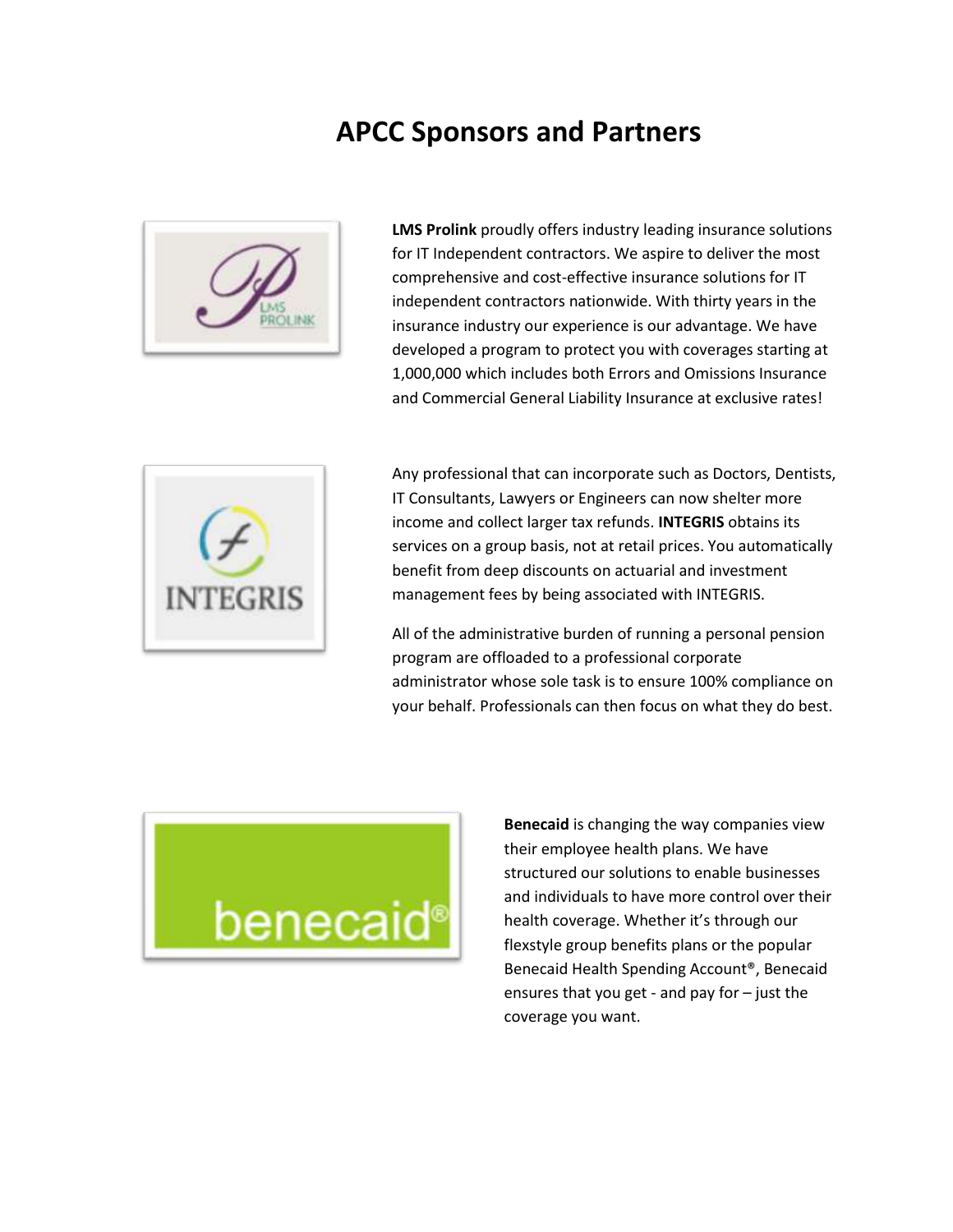# APCC Sponsors and Partners

**LMS Prolink** proudly offers industry leading insurance solutions for IT Independent contractors. We aspire to deliver the most comprehensive and cost-effective insurance solutions for IT independent contractors nationwide. With thirty years in the insurance industry our experience is our advantage. We have developed a program to protect you with coverages starting at 1,000,000 which includes both Errors and Omissions Insurance and Commercial General Liability Insurance at exclusive rates!

Any professional that can incorporate such as Doctors, Dentists, IT Consultants, Lawyers or Engineers can now shelter more income and collect larger tax refunds. **INTEGRIS** obtains its services on a group basis, not at retail prices. You automatically benefit from deep discounts on actuarial and investment management fees by being associated with INTEGRIS.

All of the administrative burden of running a personal pension program are offloaded to a professional corporate administrator whose sole task is to ensure 100% compliance on your behalf. Professionals can then focus on what they do best.

**Benecaid** is changing the way companies view their employee health plans. We have structured our solutions to enable businesses and individuals to have more control over their health coverage. Whether it's through our flexstyle group benefits plans or the popular Benecaid Health Spending Account®, Benecaid ensures that you get - and pay for – just the coverage you want.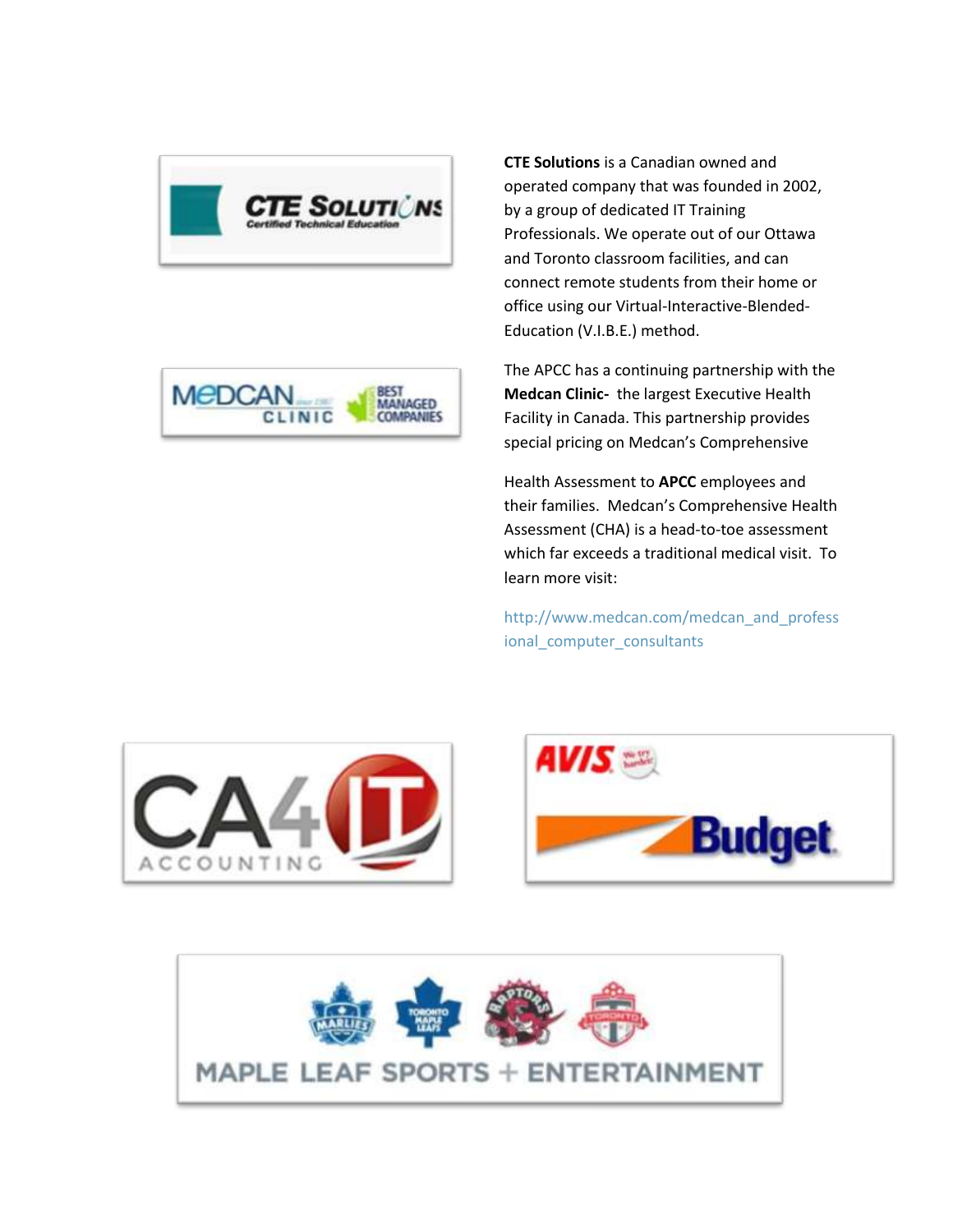**CTE Solutions** is a Canadian owned and operated company that was founded in 2002, by a group of dedicated IT Training Professionals. We operate out of our Ottawa and Toronto classroom facilities, and can connect remote students from their home or office using our Virtual-Interactive-Blended-Education (V.I.B.E.) method.

The APCC has a continuing partnership with the **Medcan Clinic-** the largest Executive Health Facility in Canada. This partnership provides special pricing on Medcan's Comprehensive Health Assessment to **APCC** employees and their families. Medcan's Comprehensive Health Assessment (CHA) is a head-to-toe assessment which far exceeds a traditional medical visit. To learn more visit:

http://www.medcan.com/medcan_and_professional_computer_consultants